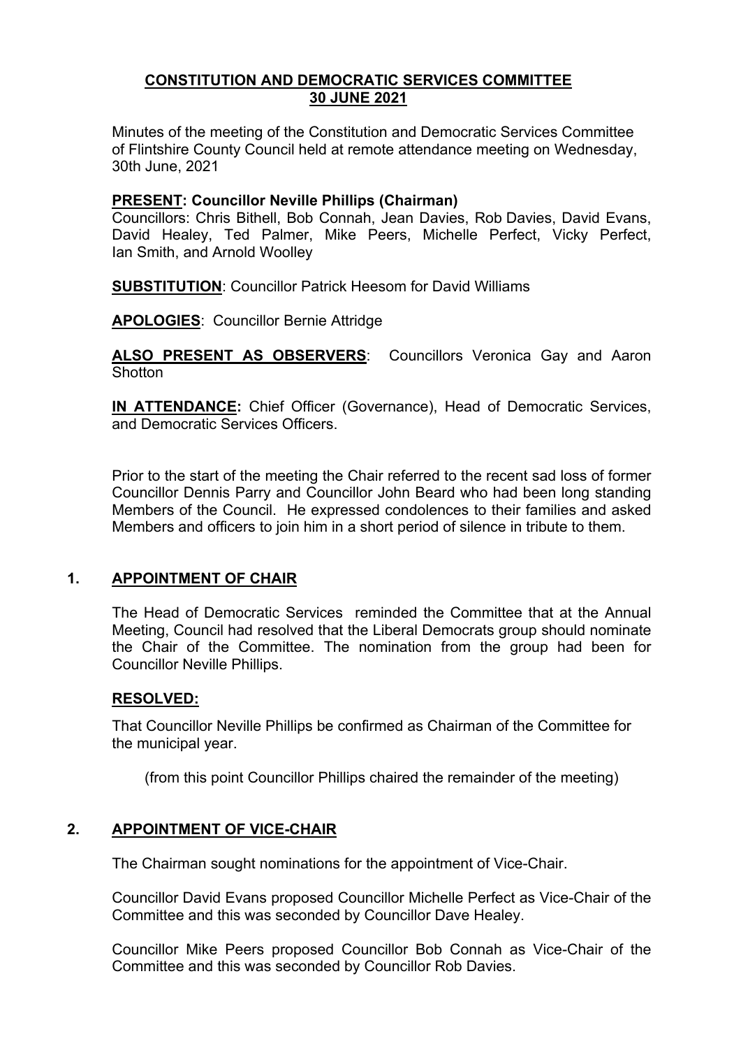# CONSTITUTION AND DEMOCRATIC SERVICES COMMITTEE
# 30 JUNE 2021

Minutes of the meeting of the Constitution and Democratic Services Committee of Flintshire County Council held at remote attendance meeting on Wednesday, 30th June, 2021

**PRESENT: Councillor Neville Phillips (Chairman)**
Councillors: Chris Bithell, Bob Connah, Jean Davies, Rob Davies, David Evans, David Healey, Ted Palmer, Mike Peers, Michelle Perfect, Vicky Perfect, Ian Smith, and Arnold Woolley

**SUBSTITUTION**: Councillor Patrick Heesom for David Williams

**APOLOGIES**: Councillor Bernie Attridge

**ALSO PRESENT AS OBSERVERS**: Councillors Veronica Gay and Aaron Shotton

**IN ATTENDANCE:** Chief Officer (Governance), Head of Democratic Services, and Democratic Services Officers.

Prior to the start of the meeting the Chair referred to the recent sad loss of former Councillor Dennis Parry and Councillor John Beard who had been long standing Members of the Council. He expressed condolences to their families and asked Members and officers to join him in a short period of silence in tribute to them.

## 1. APPOINTMENT OF CHAIR

The Head of Democratic Services reminded the Committee that at the Annual Meeting, Council had resolved that the Liberal Democrats group should nominate the Chair of the Committee. The nomination from the group had been for Councillor Neville Phillips.

**RESOLVED:**

That Councillor Neville Phillips be confirmed as Chairman of the Committee for the municipal year.

(from this point Councillor Phillips chaired the remainder of the meeting)

## 2. APPOINTMENT OF VICE-CHAIR

The Chairman sought nominations for the appointment of Vice-Chair.

Councillor David Evans proposed Councillor Michelle Perfect as Vice-Chair of the Committee and this was seconded by Councillor Dave Healey.

Councillor Mike Peers proposed Councillor Bob Connah as Vice-Chair of the Committee and this was seconded by Councillor Rob Davies.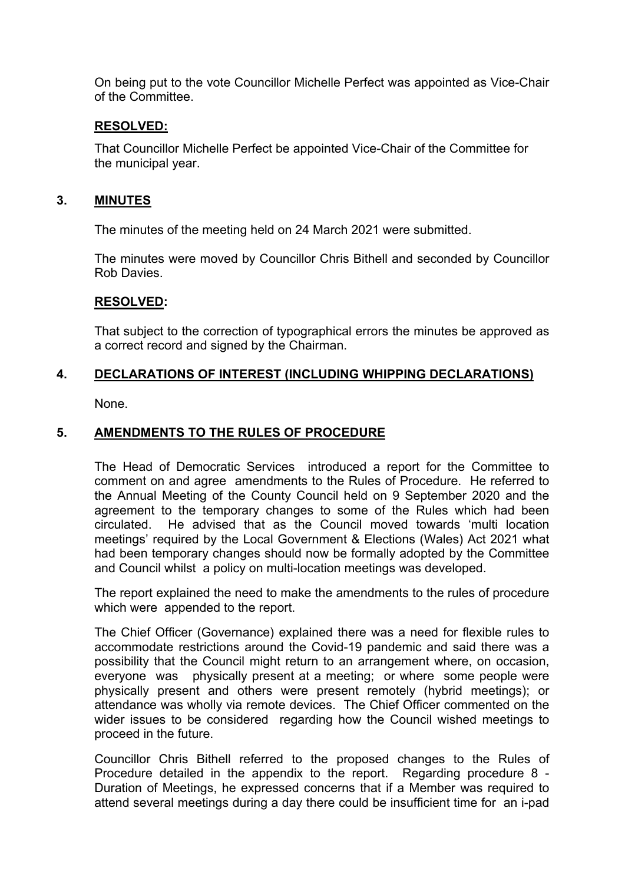On being put to the vote Councillor Michelle Perfect was appointed as Vice-Chair of the Committee.

**RESOLVED:**

That Councillor Michelle Perfect be appointed Vice-Chair of the Committee for the municipal year.

## 3. MINUTES

The minutes of the meeting held on 24 March 2021 were submitted.

The minutes were moved by Councillor Chris Bithell and seconded by Councillor Rob Davies.

**RESOLVED:**

That subject to the correction of typographical errors the minutes be approved as a correct record and signed by the Chairman.

## 4. DECLARATIONS OF INTEREST (INCLUDING WHIPPING DECLARATIONS)

None.

## 5. AMENDMENTS TO THE RULES OF PROCEDURE

The Head of Democratic Services introduced a report for the Committee to comment on and agree amendments to the Rules of Procedure. He referred to the Annual Meeting of the County Council held on 9 September 2020 and the agreement to the temporary changes to some of the Rules which had been circulated. He advised that as the Council moved towards 'multi location meetings' required by the Local Government & Elections (Wales) Act 2021 what had been temporary changes should now be formally adopted by the Committee and Council whilst a policy on multi-location meetings was developed.

The report explained the need to make the amendments to the rules of procedure which were appended to the report.

The Chief Officer (Governance) explained there was a need for flexible rules to accommodate restrictions around the Covid-19 pandemic and said there was a possibility that the Council might return to an arrangement where, on occasion, everyone was physically present at a meeting; or where some people were physically present and others were present remotely (hybrid meetings); or attendance was wholly via remote devices. The Chief Officer commented on the wider issues to be considered regarding how the Council wished meetings to proceed in the future.

Councillor Chris Bithell referred to the proposed changes to the Rules of Procedure detailed in the appendix to the report. Regarding procedure 8 - Duration of Meetings, he expressed concerns that if a Member was required to attend several meetings during a day there could be insufficient time for an i-pad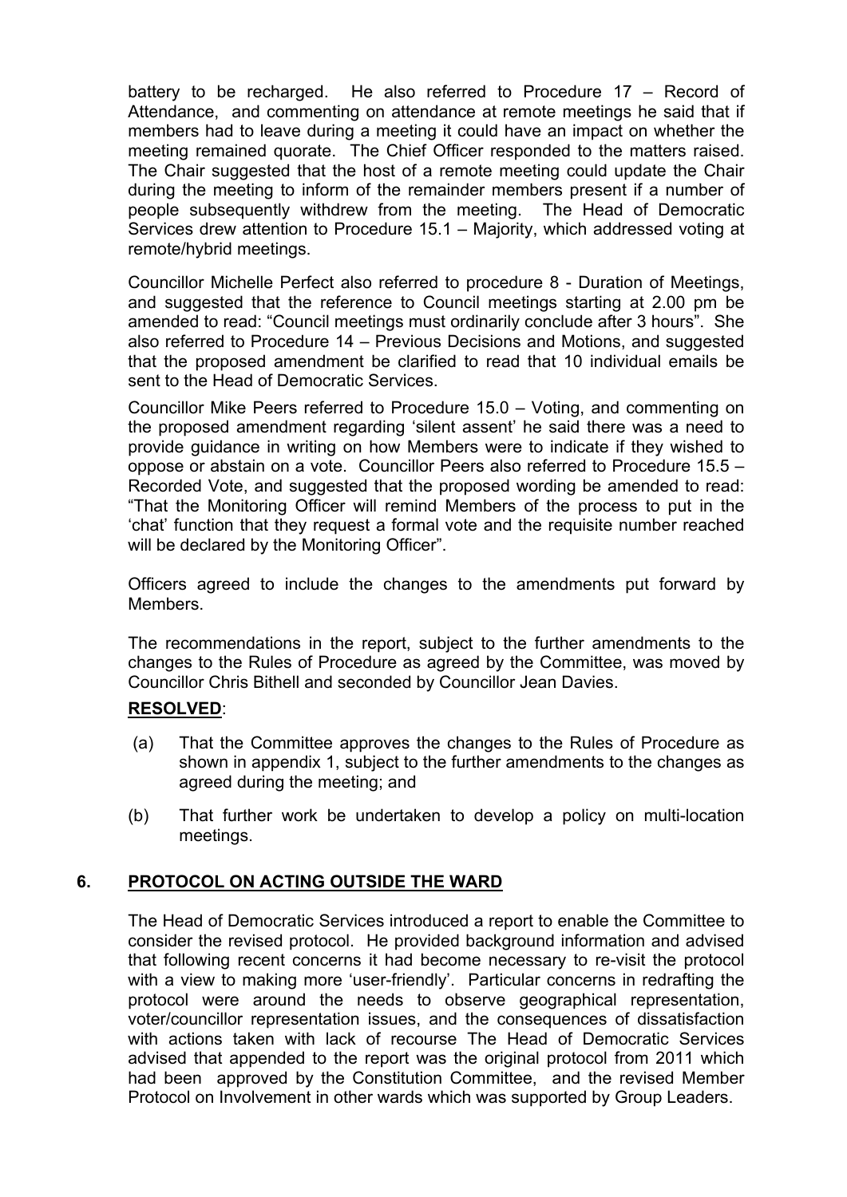battery to be recharged. He also referred to Procedure 17 – Record of Attendance, and commenting on attendance at remote meetings he said that if members had to leave during a meeting it could have an impact on whether the meeting remained quorate. The Chief Officer responded to the matters raised. The Chair suggested that the host of a remote meeting could update the Chair during the meeting to inform of the remainder members present if a number of people subsequently withdrew from the meeting. The Head of Democratic Services drew attention to Procedure 15.1 – Majority, which addressed voting at remote/hybrid meetings.

Councillor Michelle Perfect also referred to procedure 8 - Duration of Meetings, and suggested that the reference to Council meetings starting at 2.00 pm be amended to read: "Council meetings must ordinarily conclude after 3 hours". She also referred to Procedure 14 – Previous Decisions and Motions, and suggested that the proposed amendment be clarified to read that 10 individual emails be sent to the Head of Democratic Services.

Councillor Mike Peers referred to Procedure 15.0 – Voting, and commenting on the proposed amendment regarding 'silent assent' he said there was a need to provide guidance in writing on how Members were to indicate if they wished to oppose or abstain on a vote. Councillor Peers also referred to Procedure 15.5 – Recorded Vote, and suggested that the proposed wording be amended to read: "That the Monitoring Officer will remind Members of the process to put in the 'chat' function that they request a formal vote and the requisite number reached will be declared by the Monitoring Officer".

Officers agreed to include the changes to the amendments put forward by Members.

The recommendations in the report, subject to the further amendments to the changes to the Rules of Procedure as agreed by the Committee, was moved by Councillor Chris Bithell and seconded by Councillor Jean Davies.

**RESOLVED**:

(a) That the Committee approves the changes to the Rules of Procedure as shown in appendix 1, subject to the further amendments to the changes as agreed during the meeting; and

(b) That further work be undertaken to develop a policy on multi-location meetings.

## 6. PROTOCOL ON ACTING OUTSIDE THE WARD

The Head of Democratic Services introduced a report to enable the Committee to consider the revised protocol. He provided background information and advised that following recent concerns it had become necessary to re-visit the protocol with a view to making more 'user-friendly'. Particular concerns in redrafting the protocol were around the needs to observe geographical representation, voter/councillor representation issues, and the consequences of dissatisfaction with actions taken with lack of recourse The Head of Democratic Services advised that appended to the report was the original protocol from 2011 which had been approved by the Constitution Committee, and the revised Member Protocol on Involvement in other wards which was supported by Group Leaders.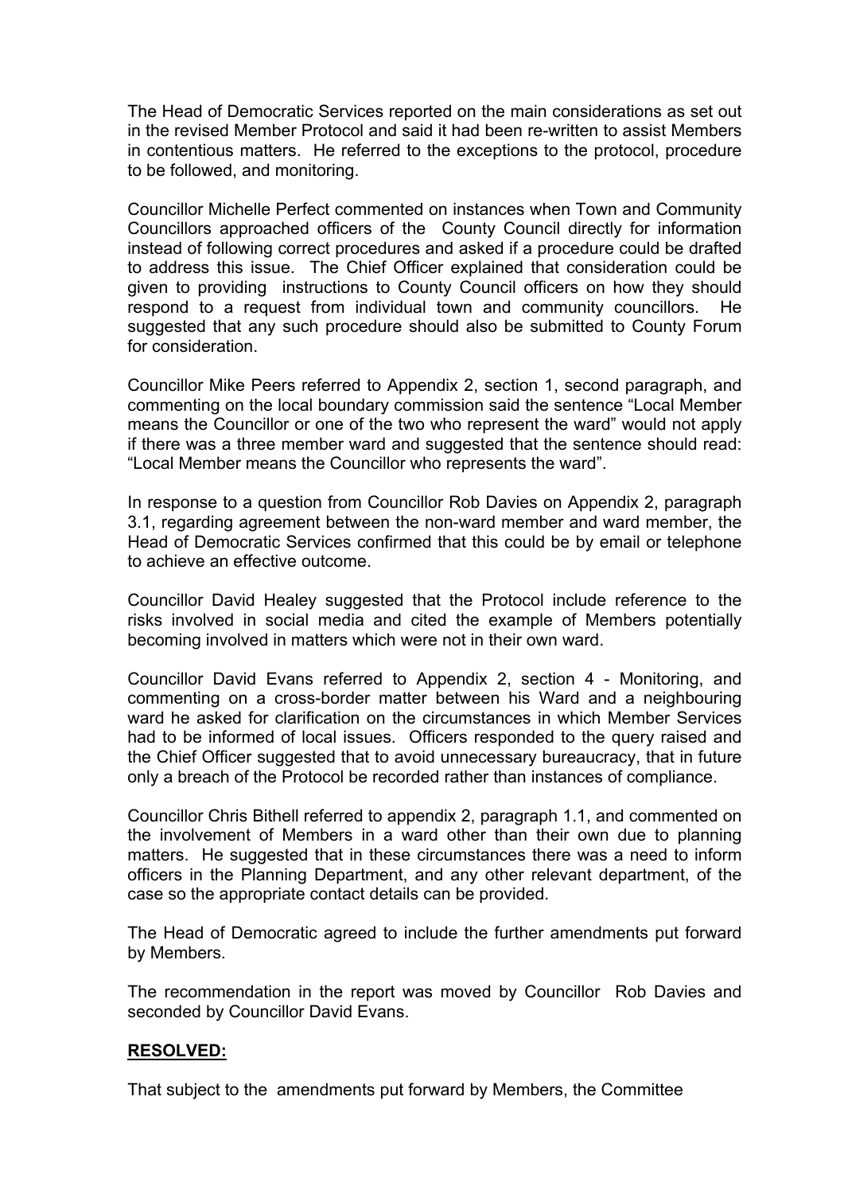The Head of Democratic Services reported on the main considerations as set out in the revised Member Protocol and said it had been re-written to assist Members in contentious matters. He referred to the exceptions to the protocol, procedure to be followed, and monitoring.

Councillor Michelle Perfect commented on instances when Town and Community Councillors approached officers of the County Council directly for information instead of following correct procedures and asked if a procedure could be drafted to address this issue. The Chief Officer explained that consideration could be given to providing instructions to County Council officers on how they should respond to a request from individual town and community councillors. He suggested that any such procedure should also be submitted to County Forum for consideration.

Councillor Mike Peers referred to Appendix 2, section 1, second paragraph, and commenting on the local boundary commission said the sentence "Local Member means the Councillor or one of the two who represent the ward" would not apply if there was a three member ward and suggested that the sentence should read: "Local Member means the Councillor who represents the ward".

In response to a question from Councillor Rob Davies on Appendix 2, paragraph 3.1, regarding agreement between the non-ward member and ward member, the Head of Democratic Services confirmed that this could be by email or telephone to achieve an effective outcome.

Councillor David Healey suggested that the Protocol include reference to the risks involved in social media and cited the example of Members potentially becoming involved in matters which were not in their own ward.

Councillor David Evans referred to Appendix 2, section 4 - Monitoring, and commenting on a cross-border matter between his Ward and a neighbouring ward he asked for clarification on the circumstances in which Member Services had to be informed of local issues. Officers responded to the query raised and the Chief Officer suggested that to avoid unnecessary bureaucracy, that in future only a breach of the Protocol be recorded rather than instances of compliance.

Councillor Chris Bithell referred to appendix 2, paragraph 1.1, and commented on the involvement of Members in a ward other than their own due to planning matters. He suggested that in these circumstances there was a need to inform officers in the Planning Department, and any other relevant department, of the case so the appropriate contact details can be provided.

The Head of Democratic agreed to include the further amendments put forward by Members.

The recommendation in the report was moved by Councillor Rob Davies and seconded by Councillor David Evans.

**RESOLVED:**

That subject to the amendments put forward by Members, the Committee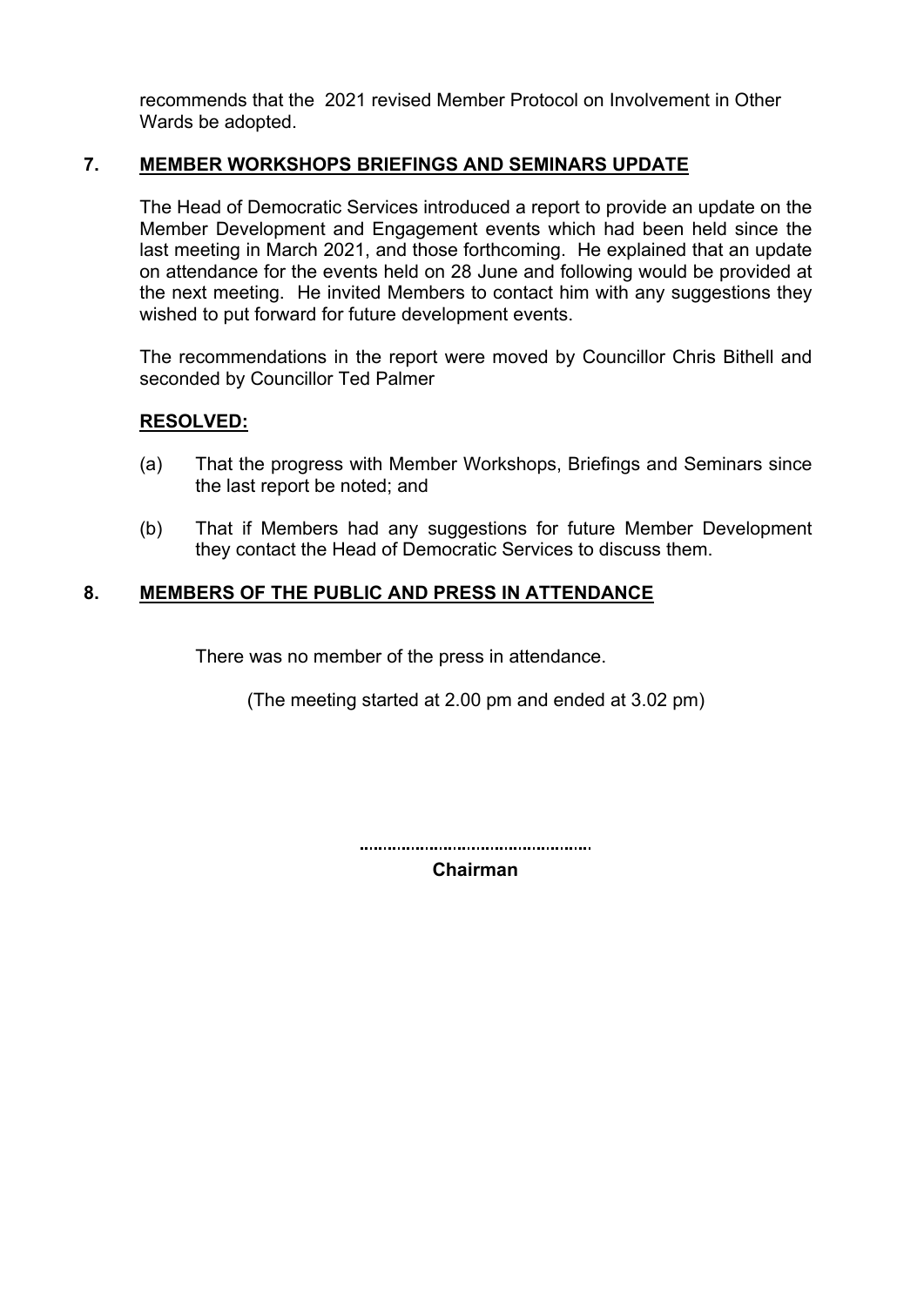recommends that the 2021 revised Member Protocol on Involvement in Other Wards be adopted.

## 7. MEMBER WORKSHOPS BRIEFINGS AND SEMINARS UPDATE

The Head of Democratic Services introduced a report to provide an update on the Member Development and Engagement events which had been held since the last meeting in March 2021, and those forthcoming. He explained that an update on attendance for the events held on 28 June and following would be provided at the next meeting. He invited Members to contact him with any suggestions they wished to put forward for future development events.

The recommendations in the report were moved by Councillor Chris Bithell and seconded by Councillor Ted Palmer

**RESOLVED:**

(a) That the progress with Member Workshops, Briefings and Seminars since the last report be noted; and

(b) That if Members had any suggestions for future Member Development they contact the Head of Democratic Services to discuss them.

## 8. MEMBERS OF THE PUBLIC AND PRESS IN ATTENDANCE

There was no member of the press in attendance.

(The meeting started at 2.00 pm and ended at 3.02 pm)

…………………………………………

**Chairman**